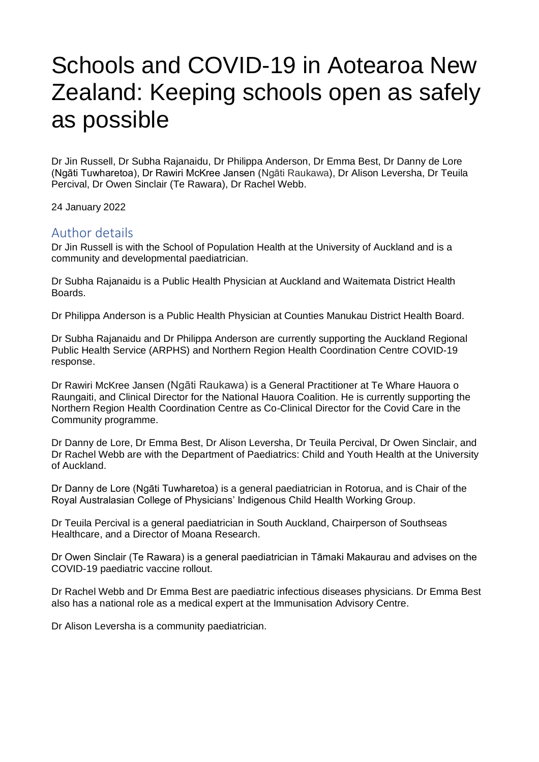# Schools and COVID-19 in Aotearoa New Zealand: Keeping schools open as safely as possible

Dr Jin Russell, Dr Subha Rajanaidu, Dr Philippa Anderson, Dr Emma Best, Dr Danny de Lore (Ngāti Tuwharetoa), Dr Rawiri McKree Jansen (Ngāti Raukawa), Dr Alison Leversha, Dr Teuila Percival, Dr Owen Sinclair (Te Rawara), Dr Rachel Webb.

24 January 2022

## Author details

Dr Jin Russell is with the School of Population Health at the University of Auckland and is a community and developmental paediatrician.

Dr Subha Rajanaidu is a Public Health Physician at Auckland and Waitemata District Health Boards.

Dr Philippa Anderson is a Public Health Physician at Counties Manukau District Health Board.

Dr Subha Rajanaidu and Dr Philippa Anderson are currently supporting the Auckland Regional Public Health Service (ARPHS) and Northern Region Health Coordination Centre COVID-19 response.

Dr Rawiri McKree Jansen (Ngāti Raukawa) is a General Practitioner at Te Whare Hauora o Raungaiti, and Clinical Director for the National Hauora Coalition. He is currently supporting the Northern Region Health Coordination Centre as Co-Clinical Director for the Covid Care in the Community programme.

Dr Danny de Lore, Dr Emma Best, Dr Alison Leversha, Dr Teuila Percival, Dr Owen Sinclair, and Dr Rachel Webb are with the Department of Paediatrics: Child and Youth Health at the University of Auckland.

Dr Danny de Lore (Ngāti Tuwharetoa) is a general paediatrician in Rotorua, and is Chair of the Royal Australasian College of Physicians' Indigenous Child Health Working Group.

Dr Teuila Percival is a general paediatrician in South Auckland, Chairperson of Southseas Healthcare, and a Director of Moana Research.

Dr Owen Sinclair (Te Rawara) is a general paediatrician in Tāmaki Makaurau and advises on the COVID-19 paediatric vaccine rollout.

Dr Rachel Webb and Dr Emma Best are paediatric infectious diseases physicians. Dr Emma Best also has a national role as a medical expert at the Immunisation Advisory Centre.

Dr Alison Leversha is a community paediatrician.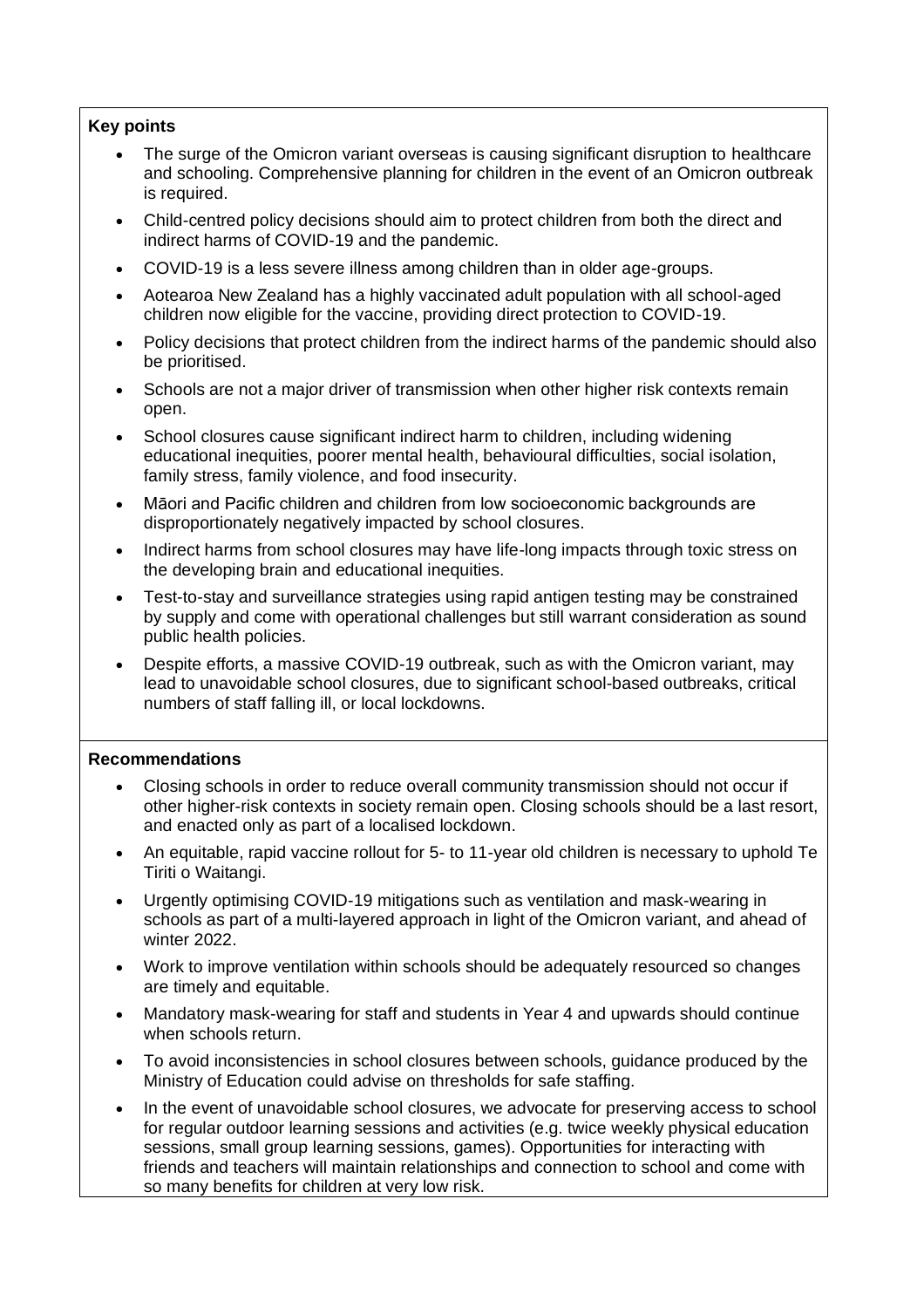**Key points**

- The surge of the Omicron variant overseas is causing significant disruption to healthcare and schooling. Comprehensive planning for children in the event of an Omicron outbreak is required.
- Child-centred policy decisions should aim to protect children from both the direct and indirect harms of COVID-19 and the pandemic.
- COVID-19 is a less severe illness among children than in older age-groups.
- Aotearoa New Zealand has a highly vaccinated adult population with all school-aged children now eligible for the vaccine, providing direct protection to COVID-19.
- Policy decisions that protect children from the indirect harms of the pandemic should also be prioritised.
- Schools are not a major driver of transmission when other higher risk contexts remain open.
- School closures cause significant indirect harm to children, including widening educational inequities, poorer mental health, behavioural difficulties, social isolation, family stress, family violence, and food insecurity.
- Māori and Pacific children and children from low socioeconomic backgrounds are disproportionately negatively impacted by school closures.
- Indirect harms from school closures may have life-long impacts through toxic stress on the developing brain and educational inequities.
- Test-to-stay and surveillance strategies using rapid antigen testing may be constrained by supply and come with operational challenges but still warrant consideration as sound public health policies.
- Despite efforts, a massive COVID-19 outbreak, such as with the Omicron variant, may lead to unavoidable school closures, due to significant school-based outbreaks, critical numbers of staff falling ill, or local lockdowns.

**Recommendations**

- Closing schools in order to reduce overall community transmission should not occur if other higher-risk contexts in society remain open. Closing schools should be a last resort, and enacted only as part of a localised lockdown.
- An equitable, rapid vaccine rollout for 5- to 11-year old children is necessary to uphold Te Tiriti o Waitangi.
- Urgently optimising COVID-19 mitigations such as ventilation and mask-wearing in schools as part of a multi-layered approach in light of the Omicron variant, and ahead of winter 2022.
- Work to improve ventilation within schools should be adequately resourced so changes are timely and equitable.
- Mandatory mask-wearing for staff and students in Year 4 and upwards should continue when schools return.
- To avoid inconsistencies in school closures between schools, guidance produced by the Ministry of Education could advise on thresholds for safe staffing.
- In the event of unavoidable school closures, we advocate for preserving access to school for regular outdoor learning sessions and activities (e.g. twice weekly physical education sessions, small group learning sessions, games). Opportunities for interacting with friends and teachers will maintain relationships and connection to school and come with so many benefits for children at very low risk.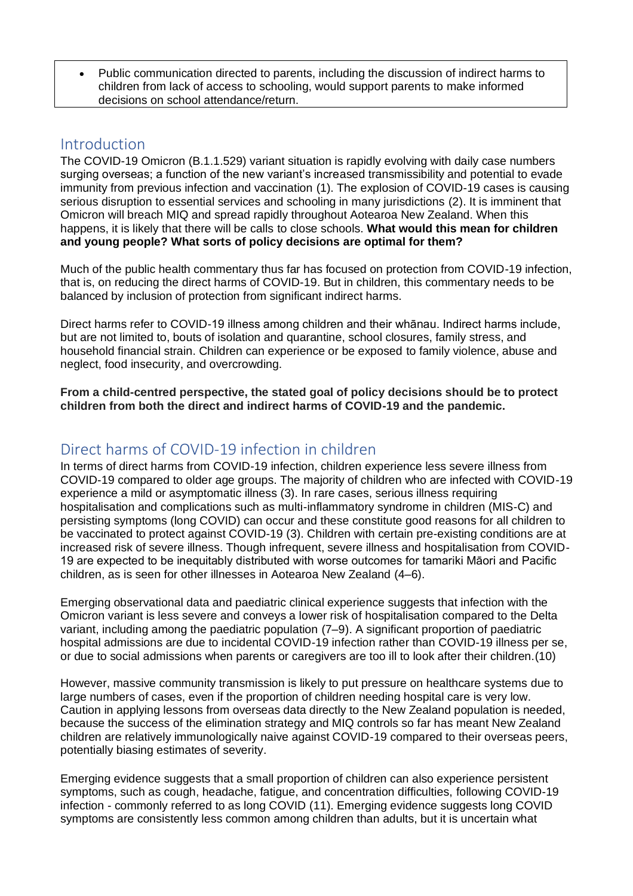- Public communication directed to parents, including the discussion of indirect harms to children from lack of access to schooling, would support parents to make informed decisions on school attendance/return.

## Introduction

The COVID-19 Omicron (B.1.1.529) variant situation is rapidly evolving with daily case numbers surging overseas; a function of the new variant's increased transmissibility and potential to evade immunity from previous infection and vaccination (1). The explosion of COVID-19 cases is causing serious disruption to essential services and schooling in many jurisdictions (2). It is imminent that Omicron will breach MIQ and spread rapidly throughout Aotearoa New Zealand. When this happens, it is likely that there will be calls to close schools. **What would this mean for children and young people? What sorts of policy decisions are optimal for them?**

Much of the public health commentary thus far has focused on protection from COVID-19 infection, that is, on reducing the direct harms of COVID-19. But in children, this commentary needs to be balanced by inclusion of protection from significant indirect harms.

Direct harms refer to COVID-19 illness among children and their whānau. Indirect harms include, but are not limited to, bouts of isolation and quarantine, school closures, family stress, and household financial strain. Children can experience or be exposed to family violence, abuse and neglect, food insecurity, and overcrowding.

**From a child-centred perspective, the stated goal of policy decisions should be to protect children from both the direct and indirect harms of COVID-19 and the pandemic.**

## Direct harms of COVID-19 infection in children

In terms of direct harms from COVID-19 infection, children experience less severe illness from COVID-19 compared to older age groups. The majority of children who are infected with COVID-19 experience a mild or asymptomatic illness (3). In rare cases, serious illness requiring hospitalisation and complications such as multi-inflammatory syndrome in children (MIS-C) and persisting symptoms (long COVID) can occur and these constitute good reasons for all children to be vaccinated to protect against COVID-19 (3). Children with certain pre-existing conditions are at increased risk of severe illness. Though infrequent, severe illness and hospitalisation from COVID-19 are expected to be inequitably distributed with worse outcomes for tamariki Māori and Pacific children, as is seen for other illnesses in Aotearoa New Zealand (4–6).

Emerging observational data and paediatric clinical experience suggests that infection with the Omicron variant is less severe and conveys a lower risk of hospitalisation compared to the Delta variant, including among the paediatric population (7–9). A significant proportion of paediatric hospital admissions are due to incidental COVID-19 infection rather than COVID-19 illness per se, or due to social admissions when parents or caregivers are too ill to look after their children.(10)

However, massive community transmission is likely to put pressure on healthcare systems due to large numbers of cases, even if the proportion of children needing hospital care is very low. Caution in applying lessons from overseas data directly to the New Zealand population is needed, because the success of the elimination strategy and MIQ controls so far has meant New Zealand children are relatively immunologically naive against COVID-19 compared to their overseas peers, potentially biasing estimates of severity.

Emerging evidence suggests that a small proportion of children can also experience persistent symptoms, such as cough, headache, fatigue, and concentration difficulties, following COVID-19 infection - commonly referred to as long COVID (11). Emerging evidence suggests long COVID symptoms are consistently less common among children than adults, but it is uncertain what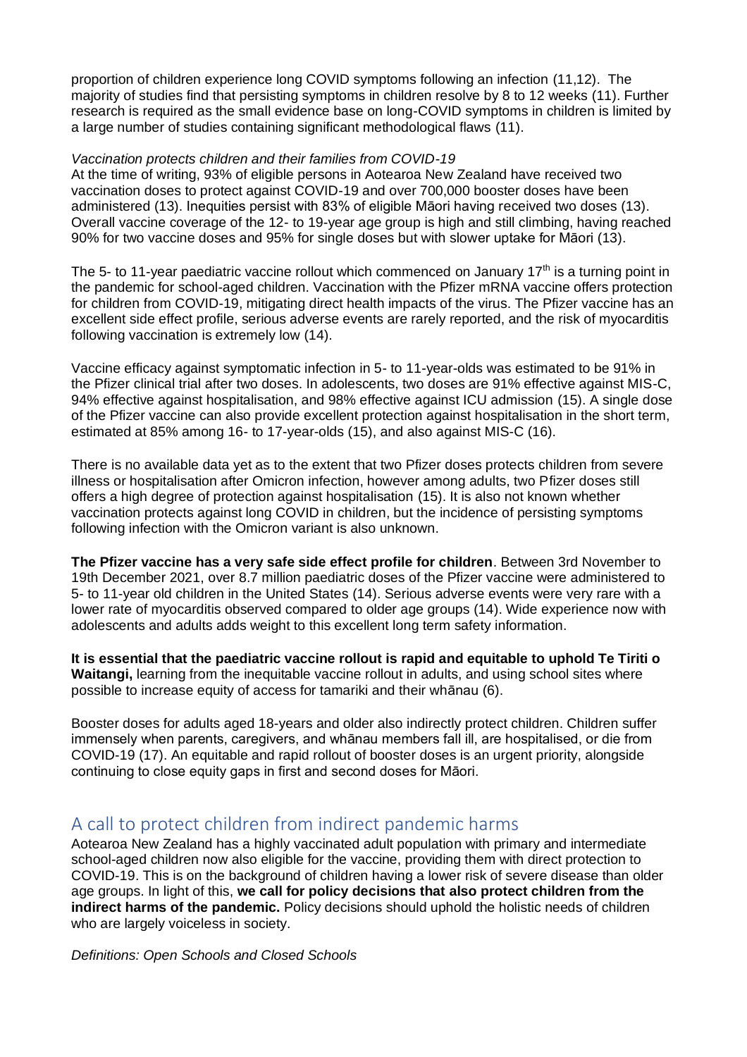proportion of children experience long COVID symptoms following an infection (11,12). The majority of studies find that persisting symptoms in children resolve by 8 to 12 weeks (11). Further research is required as the small evidence base on long-COVID symptoms in children is limited by a large number of studies containing significant methodological flaws (11).

*Vaccination protects children and their families from COVID-19*

At the time of writing, 93% of eligible persons in Aotearoa New Zealand have received two vaccination doses to protect against COVID-19 and over 700,000 booster doses have been administered (13). Inequities persist with 83% of eligible Māori having received two doses (13). Overall vaccine coverage of the 12- to 19-year age group is high and still climbing, having reached 90% for two vaccine doses and 95% for single doses but with slower uptake for Māori (13).

The 5- to 11-year paediatric vaccine rollout which commenced on January 17th is a turning point in the pandemic for school-aged children. Vaccination with the Pfizer mRNA vaccine offers protection for children from COVID-19, mitigating direct health impacts of the virus. The Pfizer vaccine has an excellent side effect profile, serious adverse events are rarely reported, and the risk of myocarditis following vaccination is extremely low (14).

Vaccine efficacy against symptomatic infection in 5- to 11-year-olds was estimated to be 91% in the Pfizer clinical trial after two doses. In adolescents, two doses are 91% effective against MIS-C, 94% effective against hospitalisation, and 98% effective against ICU admission (15). A single dose of the Pfizer vaccine can also provide excellent protection against hospitalisation in the short term, estimated at 85% among 16- to 17-year-olds (15), and also against MIS-C (16).

There is no available data yet as to the extent that two Pfizer doses protects children from severe illness or hospitalisation after Omicron infection, however among adults, two Pfizer doses still offers a high degree of protection against hospitalisation (15). It is also not known whether vaccination protects against long COVID in children, but the incidence of persisting symptoms following infection with the Omicron variant is also unknown.

**The Pfizer vaccine has a very safe side effect profile for children**. Between 3rd November to 19th December 2021, over 8.7 million paediatric doses of the Pfizer vaccine were administered to 5- to 11-year old children in the United States (14). Serious adverse events were very rare with a lower rate of myocarditis observed compared to older age groups (14). Wide experience now with adolescents and adults adds weight to this excellent long term safety information.

**It is essential that the paediatric vaccine rollout is rapid and equitable to uphold Te Tiriti o Waitangi,** learning from the inequitable vaccine rollout in adults, and using school sites where possible to increase equity of access for tamariki and their whānau (6).

Booster doses for adults aged 18-years and older also indirectly protect children. Children suffer immensely when parents, caregivers, and whānau members fall ill, are hospitalised, or die from COVID-19 (17). An equitable and rapid rollout of booster doses is an urgent priority, alongside continuing to close equity gaps in first and second doses for Māori.

## A call to protect children from indirect pandemic harms

Aotearoa New Zealand has a highly vaccinated adult population with primary and intermediate school-aged children now also eligible for the vaccine, providing them with direct protection to COVID-19. This is on the background of children having a lower risk of severe disease than older age groups. In light of this, **we call for policy decisions that also protect children from the indirect harms of the pandemic.** Policy decisions should uphold the holistic needs of children who are largely voiceless in society.

*Definitions: Open Schools and Closed Schools*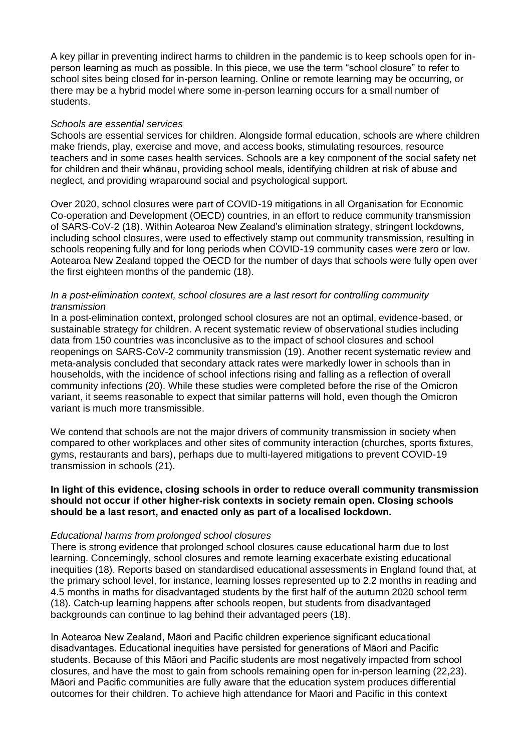A key pillar in preventing indirect harms to children in the pandemic is to keep schools open for in-person learning as much as possible. In this piece, we use the term "school closure" to refer to school sites being closed for in-person learning. Online or remote learning may be occurring, or there may be a hybrid model where some in-person learning occurs for a small number of students.

*Schools are essential services*

Schools are essential services for children. Alongside formal education, schools are where children make friends, play, exercise and move, and access books, stimulating resources, resource teachers and in some cases health services. Schools are a key component of the social safety net for children and their whānau, providing school meals, identifying children at risk of abuse and neglect, and providing wraparound social and psychological support.

Over 2020, school closures were part of COVID-19 mitigations in all Organisation for Economic Co-operation and Development (OECD) countries, in an effort to reduce community transmission of SARS-CoV-2 (18). Within Aotearoa New Zealand's elimination strategy, stringent lockdowns, including school closures, were used to effectively stamp out community transmission, resulting in schools reopening fully and for long periods when COVID-19 community cases were zero or low. Aotearoa New Zealand topped the OECD for the number of days that schools were fully open over the first eighteen months of the pandemic (18).

*In a post-elimination context, school closures are a last resort for controlling community transmission*

In a post-elimination context, prolonged school closures are not an optimal, evidence-based, or sustainable strategy for children. A recent systematic review of observational studies including data from 150 countries was inconclusive as to the impact of school closures and school reopenings on SARS-CoV-2 community transmission (19). Another recent systematic review and meta-analysis concluded that secondary attack rates were markedly lower in schools than in households, with the incidence of school infections rising and falling as a reflection of overall community infections (20). While these studies were completed before the rise of the Omicron variant, it seems reasonable to expect that similar patterns will hold, even though the Omicron variant is much more transmissible.

We contend that schools are not the major drivers of community transmission in society when compared to other workplaces and other sites of community interaction (churches, sports fixtures, gyms, restaurants and bars), perhaps due to multi-layered mitigations to prevent COVID-19 transmission in schools (21).

**In light of this evidence, closing schools in order to reduce overall community transmission should not occur if other higher-risk contexts in society remain open. Closing schools should be a last resort, and enacted only as part of a localised lockdown.**

*Educational harms from prolonged school closures*

There is strong evidence that prolonged school closures cause educational harm due to lost learning. Concerningly, school closures and remote learning exacerbate existing educational inequities (18). Reports based on standardised educational assessments in England found that, at the primary school level, for instance, learning losses represented up to 2.2 months in reading and 4.5 months in maths for disadvantaged students by the first half of the autumn 2020 school term (18). Catch-up learning happens after schools reopen, but students from disadvantaged backgrounds can continue to lag behind their advantaged peers (18).

In Aotearoa New Zealand, Māori and Pacific children experience significant educational disadvantages. Educational inequities have persisted for generations of Māori and Pacific students. Because of this Māori and Pacific students are most negatively impacted from school closures, and have the most to gain from schools remaining open for in-person learning (22,23). Māori and Pacific communities are fully aware that the education system produces differential outcomes for their children. To achieve high attendance for Maori and Pacific in this context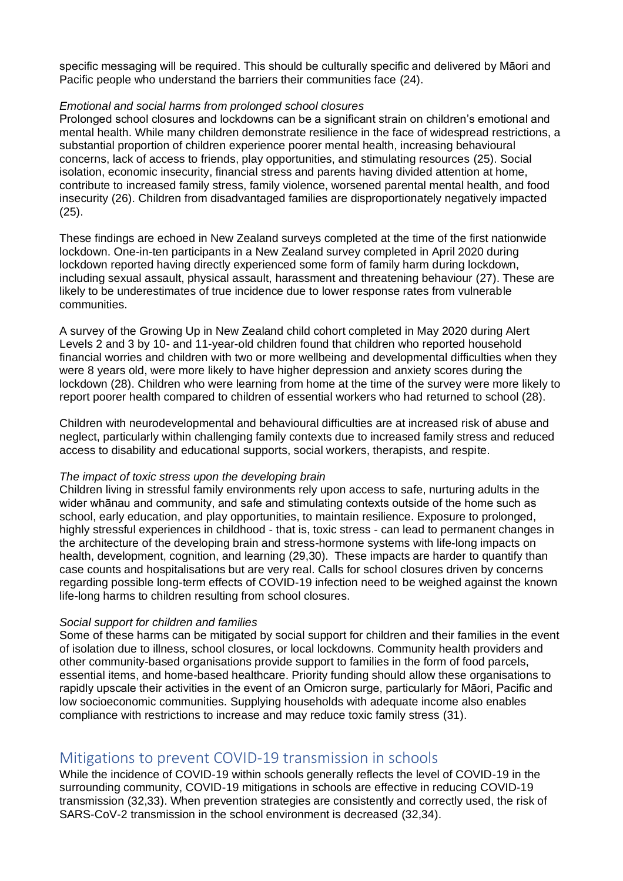specific messaging will be required. This should be culturally specific and delivered by Māori and Pacific people who understand the barriers their communities face (24).

*Emotional and social harms from prolonged school closures*

Prolonged school closures and lockdowns can be a significant strain on children's emotional and mental health. While many children demonstrate resilience in the face of widespread restrictions, a substantial proportion of children experience poorer mental health, increasing behavioural concerns, lack of access to friends, play opportunities, and stimulating resources (25). Social isolation, economic insecurity, financial stress and parents having divided attention at home, contribute to increased family stress, family violence, worsened parental mental health, and food insecurity (26). Children from disadvantaged families are disproportionately negatively impacted (25).

These findings are echoed in New Zealand surveys completed at the time of the first nationwide lockdown. One-in-ten participants in a New Zealand survey completed in April 2020 during lockdown reported having directly experienced some form of family harm during lockdown, including sexual assault, physical assault, harassment and threatening behaviour (27). These are likely to be underestimates of true incidence due to lower response rates from vulnerable communities.

A survey of the Growing Up in New Zealand child cohort completed in May 2020 during Alert Levels 2 and 3 by 10- and 11-year-old children found that children who reported household financial worries and children with two or more wellbeing and developmental difficulties when they were 8 years old, were more likely to have higher depression and anxiety scores during the lockdown (28). Children who were learning from home at the time of the survey were more likely to report poorer health compared to children of essential workers who had returned to school (28).

Children with neurodevelopmental and behavioural difficulties are at increased risk of abuse and neglect, particularly within challenging family contexts due to increased family stress and reduced access to disability and educational supports, social workers, therapists, and respite.

*The impact of toxic stress upon the developing brain*

Children living in stressful family environments rely upon access to safe, nurturing adults in the wider whānau and community, and safe and stimulating contexts outside of the home such as school, early education, and play opportunities, to maintain resilience. Exposure to prolonged, highly stressful experiences in childhood - that is, toxic stress - can lead to permanent changes in the architecture of the developing brain and stress-hormone systems with life-long impacts on health, development, cognition, and learning (29,30). These impacts are harder to quantify than case counts and hospitalisations but are very real. Calls for school closures driven by concerns regarding possible long-term effects of COVID-19 infection need to be weighed against the known life-long harms to children resulting from school closures.

*Social support for children and families*

Some of these harms can be mitigated by social support for children and their families in the event of isolation due to illness, school closures, or local lockdowns. Community health providers and other community-based organisations provide support to families in the form of food parcels, essential items, and home-based healthcare. Priority funding should allow these organisations to rapidly upscale their activities in the event of an Omicron surge, particularly for Māori, Pacific and low socioeconomic communities. Supplying households with adequate income also enables compliance with restrictions to increase and may reduce toxic family stress (31).

## Mitigations to prevent COVID-19 transmission in schools

While the incidence of COVID-19 within schools generally reflects the level of COVID-19 in the surrounding community, COVID-19 mitigations in schools are effective in reducing COVID-19 transmission (32,33). When prevention strategies are consistently and correctly used, the risk of SARS-CoV-2 transmission in the school environment is decreased (32,34).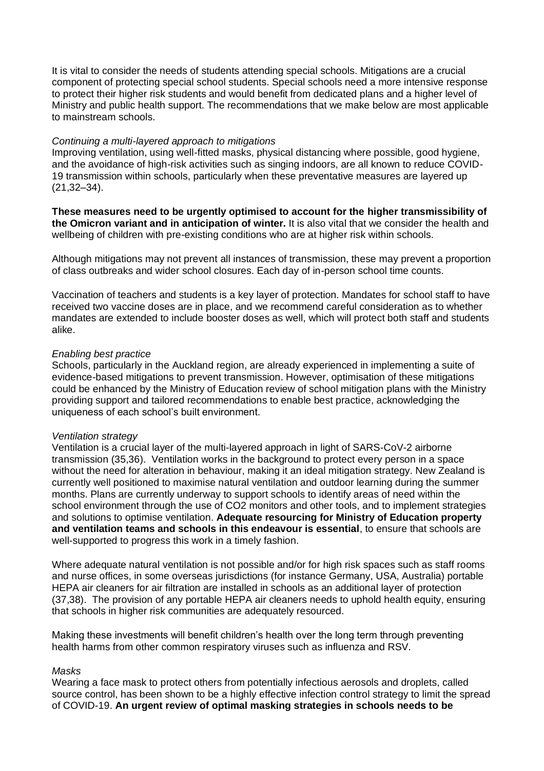It is vital to consider the needs of students attending special schools. Mitigations are a crucial component of protecting special school students. Special schools need a more intensive response to protect their higher risk students and would benefit from dedicated plans and a higher level of Ministry and public health support. The recommendations that we make below are most applicable to mainstream schools.

*Continuing a multi-layered approach to mitigations*

Improving ventilation, using well-fitted masks, physical distancing where possible, good hygiene, and the avoidance of high-risk activities such as singing indoors, are all known to reduce COVID-19 transmission within schools, particularly when these preventative measures are layered up (21,32–34).

**These measures need to be urgently optimised to account for the higher transmissibility of the Omicron variant and in anticipation of winter.** It is also vital that we consider the health and wellbeing of children with pre-existing conditions who are at higher risk within schools.

Although mitigations may not prevent all instances of transmission, these may prevent a proportion of class outbreaks and wider school closures. Each day of in-person school time counts.

Vaccination of teachers and students is a key layer of protection. Mandates for school staff to have received two vaccine doses are in place, and we recommend careful consideration as to whether mandates are extended to include booster doses as well, which will protect both staff and students alike.

*Enabling best practice*

Schools, particularly in the Auckland region, are already experienced in implementing a suite of evidence-based mitigations to prevent transmission. However, optimisation of these mitigations could be enhanced by the Ministry of Education review of school mitigation plans with the Ministry providing support and tailored recommendations to enable best practice, acknowledging the uniqueness of each school's built environment.

*Ventilation strategy*

Ventilation is a crucial layer of the multi-layered approach in light of SARS-CoV-2 airborne transmission (35,36). Ventilation works in the background to protect every person in a space without the need for alteration in behaviour, making it an ideal mitigation strategy. New Zealand is currently well positioned to maximise natural ventilation and outdoor learning during the summer months. Plans are currently underway to support schools to identify areas of need within the school environment through the use of $CO_2$ monitors and other tools, and to implement strategies and solutions to optimise ventilation. **Adequate resourcing for Ministry of Education property and ventilation teams and schools in this endeavour is essential**, to ensure that schools are well-supported to progress this work in a timely fashion.

Where adequate natural ventilation is not possible and/or for high risk spaces such as staff rooms and nurse offices, in some overseas jurisdictions (for instance Germany, USA, Australia) portable HEPA air cleaners for air filtration are installed in schools as an additional layer of protection (37,38). The provision of any portable HEPA air cleaners needs to uphold health equity, ensuring that schools in higher risk communities are adequately resourced.

Making these investments will benefit children's health over the long term through preventing health harms from other common respiratory viruses such as influenza and RSV.

*Masks*

Wearing a face mask to protect others from potentially infectious aerosols and droplets, called source control, has been shown to be a highly effective infection control strategy to limit the spread of COVID-19. **An urgent review of optimal masking strategies in schools needs to be**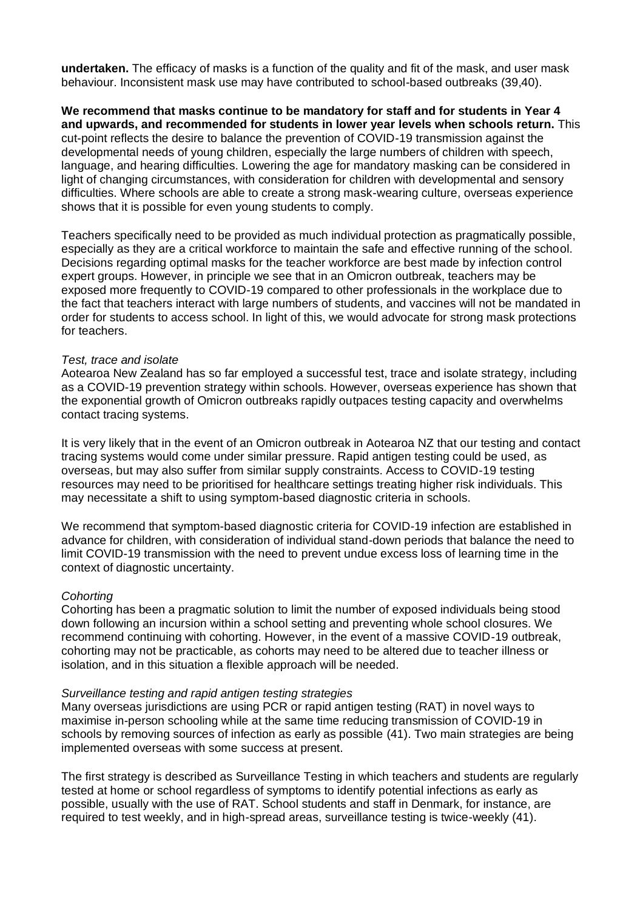**undertaken.** The efficacy of masks is a function of the quality and fit of the mask, and user mask behaviour. Inconsistent mask use may have contributed to school-based outbreaks (39,40).

**We recommend that masks continue to be mandatory for staff and for students in Year 4 and upwards, and recommended for students in lower year levels when schools return.** This cut-point reflects the desire to balance the prevention of COVID-19 transmission against the developmental needs of young children, especially the large numbers of children with speech, language, and hearing difficulties. Lowering the age for mandatory masking can be considered in light of changing circumstances, with consideration for children with developmental and sensory difficulties. Where schools are able to create a strong mask-wearing culture, overseas experience shows that it is possible for even young students to comply.

Teachers specifically need to be provided as much individual protection as pragmatically possible, especially as they are a critical workforce to maintain the safe and effective running of the school. Decisions regarding optimal masks for the teacher workforce are best made by infection control expert groups. However, in principle we see that in an Omicron outbreak, teachers may be exposed more frequently to COVID-19 compared to other professionals in the workplace due to the fact that teachers interact with large numbers of students, and vaccines will not be mandated in order for students to access school. In light of this, we would advocate for strong mask protections for teachers.

*Test, trace and isolate*

Aotearoa New Zealand has so far employed a successful test, trace and isolate strategy, including as a COVID-19 prevention strategy within schools. However, overseas experience has shown that the exponential growth of Omicron outbreaks rapidly outpaces testing capacity and overwhelms contact tracing systems.

It is very likely that in the event of an Omicron outbreak in Aotearoa NZ that our testing and contact tracing systems would come under similar pressure. Rapid antigen testing could be used, as overseas, but may also suffer from similar supply constraints. Access to COVID-19 testing resources may need to be prioritised for healthcare settings treating higher risk individuals. This may necessitate a shift to using symptom-based diagnostic criteria in schools.

We recommend that symptom-based diagnostic criteria for COVID-19 infection are established in advance for children, with consideration of individual stand-down periods that balance the need to limit COVID-19 transmission with the need to prevent undue excess loss of learning time in the context of diagnostic uncertainty.

*Cohorting*

Cohorting has been a pragmatic solution to limit the number of exposed individuals being stood down following an incursion within a school setting and preventing whole school closures. We recommend continuing with cohorting. However, in the event of a massive COVID-19 outbreak, cohorting may not be practicable, as cohorts may need to be altered due to teacher illness or isolation, and in this situation a flexible approach will be needed.

*Surveillance testing and rapid antigen testing strategies*

Many overseas jurisdictions are using PCR or rapid antigen testing (RAT) in novel ways to maximise in-person schooling while at the same time reducing transmission of COVID-19 in schools by removing sources of infection as early as possible (41). Two main strategies are being implemented overseas with some success at present.

The first strategy is described as Surveillance Testing in which teachers and students are regularly tested at home or school regardless of symptoms to identify potential infections as early as possible, usually with the use of RAT. School students and staff in Denmark, for instance, are required to test weekly, and in high-spread areas, surveillance testing is twice-weekly (41).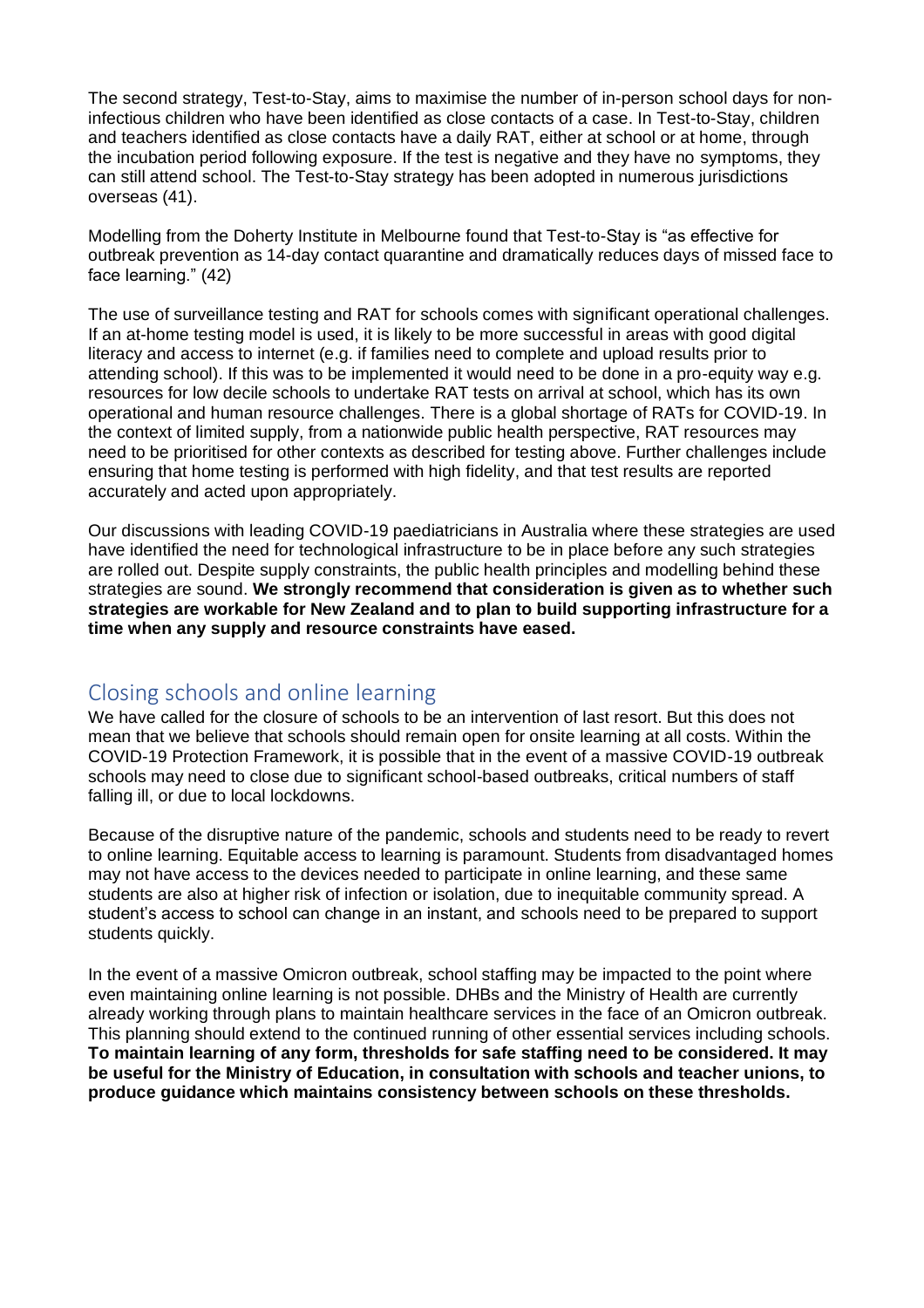The second strategy, Test-to-Stay, aims to maximise the number of in-person school days for non-infectious children who have been identified as close contacts of a case. In Test-to-Stay, children and teachers identified as close contacts have a daily RAT, either at school or at home, through the incubation period following exposure. If the test is negative and they have no symptoms, they can still attend school. The Test-to-Stay strategy has been adopted in numerous jurisdictions overseas (41).

Modelling from the Doherty Institute in Melbourne found that Test-to-Stay is "as effective for outbreak prevention as 14-day contact quarantine and dramatically reduces days of missed face to face learning." (42)

The use of surveillance testing and RAT for schools comes with significant operational challenges. If an at-home testing model is used, it is likely to be more successful in areas with good digital literacy and access to internet (e.g. if families need to complete and upload results prior to attending school). If this was to be implemented it would need to be done in a pro-equity way e.g. resources for low decile schools to undertake RAT tests on arrival at school, which has its own operational and human resource challenges. There is a global shortage of RATs for COVID-19. In the context of limited supply, from a nationwide public health perspective, RAT resources may need to be prioritised for other contexts as described for testing above. Further challenges include ensuring that home testing is performed with high fidelity, and that test results are reported accurately and acted upon appropriately.

Our discussions with leading COVID-19 paediatricians in Australia where these strategies are used have identified the need for technological infrastructure to be in place before any such strategies are rolled out. Despite supply constraints, the public health principles and modelling behind these strategies are sound. **We strongly recommend that consideration is given as to whether such strategies are workable for New Zealand and to plan to build supporting infrastructure for a time when any supply and resource constraints have eased.**

## Closing schools and online learning

We have called for the closure of schools to be an intervention of last resort. But this does not mean that we believe that schools should remain open for onsite learning at all costs. Within the COVID-19 Protection Framework, it is possible that in the event of a massive COVID-19 outbreak schools may need to close due to significant school-based outbreaks, critical numbers of staff falling ill, or due to local lockdowns.

Because of the disruptive nature of the pandemic, schools and students need to be ready to revert to online learning. Equitable access to learning is paramount. Students from disadvantaged homes may not have access to the devices needed to participate in online learning, and these same students are also at higher risk of infection or isolation, due to inequitable community spread. A student's access to school can change in an instant, and schools need to be prepared to support students quickly.

In the event of a massive Omicron outbreak, school staffing may be impacted to the point where even maintaining online learning is not possible. DHBs and the Ministry of Health are currently already working through plans to maintain healthcare services in the face of an Omicron outbreak. This planning should extend to the continued running of other essential services including schools. **To maintain learning of any form, thresholds for safe staffing need to be considered. It may be useful for the Ministry of Education, in consultation with schools and teacher unions, to produce guidance which maintains consistency between schools on these thresholds.**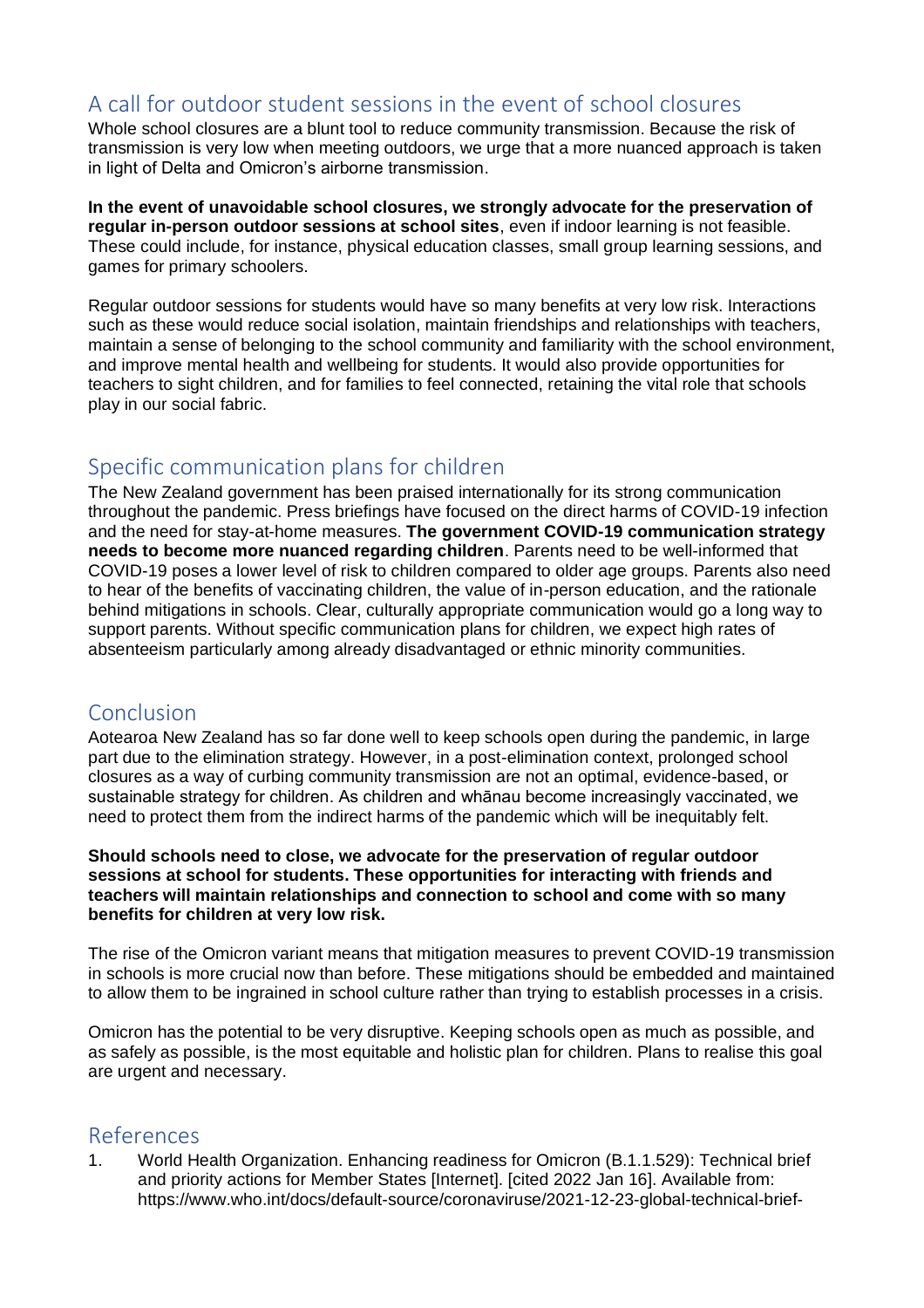## A call for outdoor student sessions in the event of school closures

Whole school closures are a blunt tool to reduce community transmission. Because the risk of transmission is very low when meeting outdoors, we urge that a more nuanced approach is taken in light of Delta and Omicron's airborne transmission.

**In the event of unavoidable school closures, we strongly advocate for the preservation of regular in-person outdoor sessions at school sites**, even if indoor learning is not feasible. These could include, for instance, physical education classes, small group learning sessions, and games for primary schoolers.

Regular outdoor sessions for students would have so many benefits at very low risk. Interactions such as these would reduce social isolation, maintain friendships and relationships with teachers, maintain a sense of belonging to the school community and familiarity with the school environment, and improve mental health and wellbeing for students. It would also provide opportunities for teachers to sight children, and for families to feel connected, retaining the vital role that schools play in our social fabric.

## Specific communication plans for children

The New Zealand government has been praised internationally for its strong communication throughout the pandemic. Press briefings have focused on the direct harms of COVID-19 infection and the need for stay-at-home measures. **The government COVID-19 communication strategy needs to become more nuanced regarding children**. Parents need to be well-informed that COVID-19 poses a lower level of risk to children compared to older age groups. Parents also need to hear of the benefits of vaccinating children, the value of in-person education, and the rationale behind mitigations in schools. Clear, culturally appropriate communication would go a long way to support parents. Without specific communication plans for children, we expect high rates of absenteeism particularly among already disadvantaged or ethnic minority communities.

## Conclusion

Aotearoa New Zealand has so far done well to keep schools open during the pandemic, in large part due to the elimination strategy. However, in a post-elimination context, prolonged school closures as a way of curbing community transmission are not an optimal, evidence-based, or sustainable strategy for children. As children and whānau become increasingly vaccinated, we need to protect them from the indirect harms of the pandemic which will be inequitably felt.

**Should schools need to close, we advocate for the preservation of regular outdoor sessions at school for students. These opportunities for interacting with friends and teachers will maintain relationships and connection to school and come with so many benefits for children at very low risk.**

The rise of the Omicron variant means that mitigation measures to prevent COVID-19 transmission in schools is more crucial now than before. These mitigations should be embedded and maintained to allow them to be ingrained in school culture rather than trying to establish processes in a crisis.

Omicron has the potential to be very disruptive. Keeping schools open as much as possible, and as safely as possible, is the most equitable and holistic plan for children. Plans to realise this goal are urgent and necessary.

## References

1. World Health Organization. Enhancing readiness for Omicron (B.1.1.529): Technical brief and priority actions for Member States [Internet]. [cited 2022 Jan 16]. Available from: https://www.who.int/docs/default-source/coronaviruse/2021-12-23-global-technical-brief-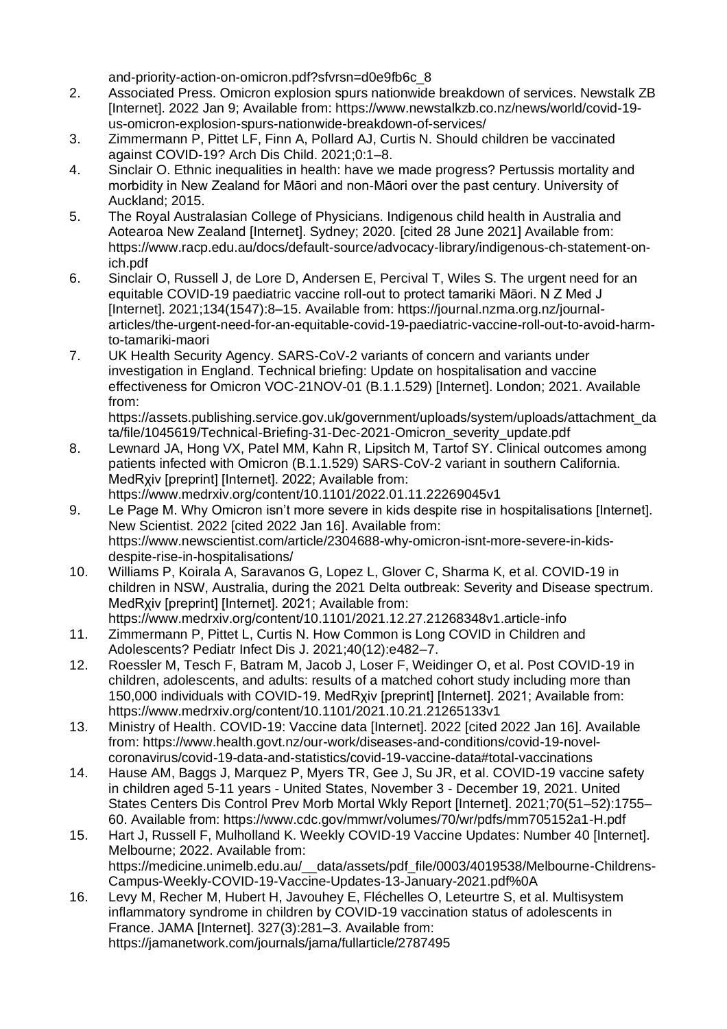and-priority-action-on-omicron.pdf?sfvrsn=d0e9fb6c_8

2. Associated Press. Omicron explosion spurs nationwide breakdown of services. Newstalk ZB [Internet]. 2022 Jan 9; Available from: https://www.newstalkzb.co.nz/news/world/covid-19-us-omicron-explosion-spurs-nationwide-breakdown-of-services/
3. Zimmermann P, Pittet LF, Finn A, Pollard AJ, Curtis N. Should children be vaccinated against COVID-19? Arch Dis Child. 2021;0:1–8.
4. Sinclair O. Ethnic inequalities in health: have we made progress? Pertussis mortality and morbidity in New Zealand for Māori and non-Māori over the past century. University of Auckland; 2015.
5. The Royal Australasian College of Physicians. Indigenous child health in Australia and Aotearoa New Zealand [Internet]. Sydney; 2020. [cited 28 June 2021] Available from: https://www.racp.edu.au/docs/default-source/advocacy-library/indigenous-ch-statement-on-ich.pdf
6. Sinclair O, Russell J, de Lore D, Andersen E, Percival T, Wiles S. The urgent need for an equitable COVID-19 paediatric vaccine roll-out to protect tamariki Māori. N Z Med J [Internet]. 2021;134(1547):8–15. Available from: https://journal.nzma.org.nz/journal-articles/the-urgent-need-for-an-equitable-covid-19-paediatric-vaccine-roll-out-to-avoid-harm-to-tamariki-maori
7. UK Health Security Agency. SARS-CoV-2 variants of concern and variants under investigation in England. Technical briefing: Update on hospitalisation and vaccine effectiveness for Omicron VOC-21NOV-01 (B.1.1.529) [Internet]. London; 2021. Available from: https://assets.publishing.service.gov.uk/government/uploads/system/uploads/attachment_data/file/1045619/Technical-Briefing-31-Dec-2021-Omicron_severity_update.pdf
8. Lewnard JA, Hong VX, Patel MM, Kahn R, Lipsitch M, Tartof SY. Clinical outcomes among patients infected with Omicron (B.1.1.529) SARS-CoV-2 variant in southern California. MedRχiv [preprint] [Internet]. 2022; Available from: https://www.medrxiv.org/content/10.1101/2022.01.11.22269045v1
9. Le Page M. Why Omicron isn't more severe in kids despite rise in hospitalisations [Internet]. New Scientist. 2022 [cited 2022 Jan 16]. Available from: https://www.newscientist.com/article/2304688-why-omicron-isnt-more-severe-in-kids-despite-rise-in-hospitalisations/
10. Williams P, Koirala A, Saravanos G, Lopez L, Glover C, Sharma K, et al. COVID-19 in children in NSW, Australia, during the 2021 Delta outbreak: Severity and Disease spectrum. MedRχiv [preprint] [Internet]. 2021; Available from: https://www.medrxiv.org/content/10.1101/2021.12.27.21268348v1.article-info
11. Zimmermann P, Pittet L, Curtis N. How Common is Long COVID in Children and Adolescents? Pediatr Infect Dis J. 2021;40(12):e482–7.
12. Roessler M, Tesch F, Batram M, Jacob J, Loser F, Weidinger O, et al. Post COVID-19 in children, adolescents, and adults: results of a matched cohort study including more than 150,000 individuals with COVID-19. MedRχiv [preprint] [Internet]. 2021; Available from: https://www.medrxiv.org/content/10.1101/2021.10.21.21265133v1
13. Ministry of Health. COVID-19: Vaccine data [Internet]. 2022 [cited 2022 Jan 16]. Available from: https://www.health.govt.nz/our-work/diseases-and-conditions/covid-19-novel-coronavirus/covid-19-data-and-statistics/covid-19-vaccine-data#total-vaccinations
14. Hause AM, Baggs J, Marquez P, Myers TR, Gee J, Su JR, et al. COVID-19 vaccine safety in children aged 5-11 years - United States, November 3 - December 19, 2021. United States Centers Dis Control Prev Morb Mortal Wkly Report [Internet]. 2021;70(51–52):1755–60. Available from: https://www.cdc.gov/mmwr/volumes/70/wr/pdfs/mm705152a1-H.pdf
15. Hart J, Russell F, Mulholland K. Weekly COVID-19 Vaccine Updates: Number 40 [Internet]. Melbourne; 2022. Available from: https://medicine.unimelb.edu.au/__data/assets/pdf_file/0003/4019538/Melbourne-Childrens-Campus-Weekly-COVID-19-Vaccine-Updates-13-January-2021.pdf%0A
16. Levy M, Recher M, Hubert H, Javouhey E, Fléchelles O, Leteurtre S, et al. Multisystem inflammatory syndrome in children by COVID-19 vaccination status of adolescents in France. JAMA [Internet]. 327(3):281–3. Available from: https://jamanetwork.com/journals/jama/fullarticle/2787495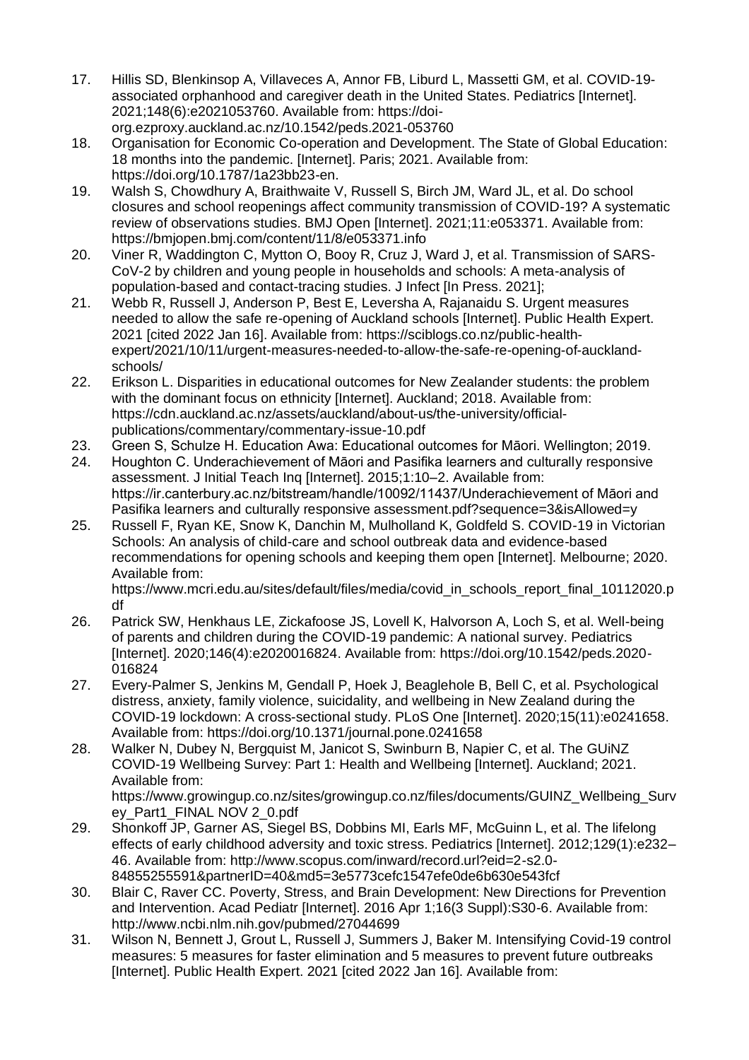17. Hillis SD, Blenkinsop A, Villaveces A, Annor FB, Liburd L, Massetti GM, et al. COVID-19-associated orphanhood and caregiver death in the United States. Pediatrics [Internet]. 2021;148(6):e2021053760. Available from: https://doi-org.ezproxy.auckland.ac.nz/10.1542/peds.2021-053760
18. Organisation for Economic Co-operation and Development. The State of Global Education: 18 months into the pandemic. [Internet]. Paris; 2021. Available from: https://doi.org/10.1787/1a23bb23-en.
19. Walsh S, Chowdhury A, Braithwaite V, Russell S, Birch JM, Ward JL, et al. Do school closures and school reopenings affect community transmission of COVID-19? A systematic review of observations studies. BMJ Open [Internet]. 2021;11:e053371. Available from: https://bmjopen.bmj.com/content/11/8/e053371.info
20. Viner R, Waddington C, Mytton O, Booy R, Cruz J, Ward J, et al. Transmission of SARS-CoV-2 by children and young people in households and schools: A meta-analysis of population-based and contact-tracing studies. J Infect [In Press. 2021];
21. Webb R, Russell J, Anderson P, Best E, Leversha A, Rajanaidu S. Urgent measures needed to allow the safe re-opening of Auckland schools [Internet]. Public Health Expert. 2021 [cited 2022 Jan 16]. Available from: https://sciblogs.co.nz/public-health-expert/2021/10/11/urgent-measures-needed-to-allow-the-safe-re-opening-of-auckland-schools/
22. Erikson L. Disparities in educational outcomes for New Zealander students: the problem with the dominant focus on ethnicity [Internet]. Auckland; 2018. Available from: https://cdn.auckland.ac.nz/assets/auckland/about-us/the-university/official-publications/commentary/commentary-issue-10.pdf
23. Green S, Schulze H. Education Awa: Educational outcomes for Māori. Wellington; 2019.
24. Houghton C. Underachievement of Māori and Pasifika learners and culturally responsive assessment. J Initial Teach Inq [Internet]. 2015;1:10–2. Available from: https://ir.canterbury.ac.nz/bitstream/handle/10092/11437/Underachievement of Māori and Pasifika learners and culturally responsive assessment.pdf?sequence=3&isAllowed=y
25. Russell F, Ryan KE, Snow K, Danchin M, Mulholland K, Goldfeld S. COVID-19 in Victorian Schools: An analysis of child-care and school outbreak data and evidence-based recommendations for opening schools and keeping them open [Internet]. Melbourne; 2020. Available from: https://www.mcri.edu.au/sites/default/files/media/covid_in_schools_report_final_10112020.pdf
26. Patrick SW, Henkhaus LE, Zickafoose JS, Lovell K, Halvorson A, Loch S, et al. Well-being of parents and children during the COVID-19 pandemic: A national survey. Pediatrics [Internet]. 2020;146(4):e2020016824. Available from: https://doi.org/10.1542/peds.2020-016824
27. Every-Palmer S, Jenkins M, Gendall P, Hoek J, Beaglehole B, Bell C, et al. Psychological distress, anxiety, family violence, suicidality, and wellbeing in New Zealand during the COVID-19 lockdown: A cross-sectional study. PLoS One [Internet]. 2020;15(11):e0241658. Available from: https://doi.org/10.1371/journal.pone.0241658
28. Walker N, Dubey N, Bergquist M, Janicot S, Swinburn B, Napier C, et al. The GUiNZ COVID-19 Wellbeing Survey: Part 1: Health and Wellbeing [Internet]. Auckland; 2021. Available from: https://www.growingup.co.nz/sites/growingup.co.nz/files/documents/GUINZ_Wellbeing_Survey_Part1_FINAL NOV 2_0.pdf
29. Shonkoff JP, Garner AS, Siegel BS, Dobbins MI, Earls MF, McGuinn L, et al. The lifelong effects of early childhood adversity and toxic stress. Pediatrics [Internet]. 2012;129(1):e232–46. Available from: http://www.scopus.com/inward/record.url?eid=2-s2.0-84855255591&partnerID=40&md5=3e5773cefc1547efe0de6b630e543fcf
30. Blair C, Raver CC. Poverty, Stress, and Brain Development: New Directions for Prevention and Intervention. Acad Pediatr [Internet]. 2016 Apr 1;16(3 Suppl):S30-6. Available from: http://www.ncbi.nlm.nih.gov/pubmed/27044699
31. Wilson N, Bennett J, Grout L, Russell J, Summers J, Baker M. Intensifying Covid-19 control measures: 5 measures for faster elimination and 5 measures to prevent future outbreaks [Internet]. Public Health Expert. 2021 [cited 2022 Jan 16]. Available from: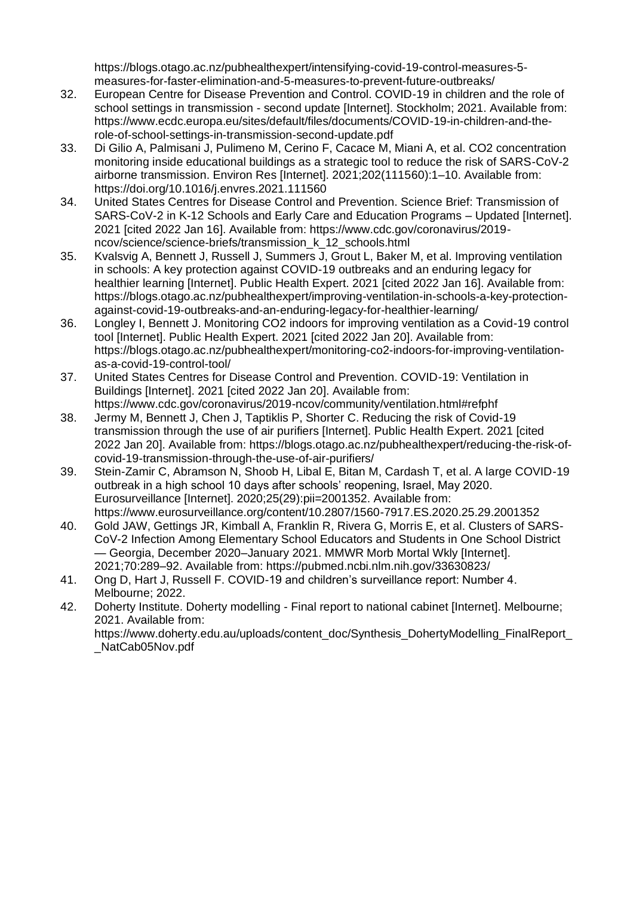https://blogs.otago.ac.nz/pubhealthexpert/intensifying-covid-19-control-measures-5-measures-for-faster-elimination-and-5-measures-to-prevent-future-outbreaks/

32. European Centre for Disease Prevention and Control. COVID-19 in children and the role of school settings in transmission - second update [Internet]. Stockholm; 2021. Available from: https://www.ecdc.europa.eu/sites/default/files/documents/COVID-19-in-children-and-the-role-of-school-settings-in-transmission-second-update.pdf
33. Di Gilio A, Palmisani J, Pulimeno M, Cerino F, Cacace M, Miani A, et al. CO2 concentration monitoring inside educational buildings as a strategic tool to reduce the risk of SARS-CoV-2 airborne transmission. Environ Res [Internet]. 2021;202(111560):1–10. Available from: https://doi.org/10.1016/j.envres.2021.111560
34. United States Centres for Disease Control and Prevention. Science Brief: Transmission of SARS-CoV-2 in K-12 Schools and Early Care and Education Programs – Updated [Internet]. 2021 [cited 2022 Jan 16]. Available from: https://www.cdc.gov/coronavirus/2019-ncov/science/science-briefs/transmission_k_12_schools.html
35. Kvalsvig A, Bennett J, Russell J, Summers J, Grout L, Baker M, et al. Improving ventilation in schools: A key protection against COVID-19 outbreaks and an enduring legacy for healthier learning [Internet]. Public Health Expert. 2021 [cited 2022 Jan 16]. Available from: https://blogs.otago.ac.nz/pubhealthexpert/improving-ventilation-in-schools-a-key-protection-against-covid-19-outbreaks-and-an-enduring-legacy-for-healthier-learning/
36. Longley I, Bennett J. Monitoring CO2 indoors for improving ventilation as a Covid-19 control tool [Internet]. Public Health Expert. 2021 [cited 2022 Jan 20]. Available from: https://blogs.otago.ac.nz/pubhealthexpert/monitoring-co2-indoors-for-improving-ventilation-as-a-covid-19-control-tool/
37. United States Centres for Disease Control and Prevention. COVID-19: Ventilation in Buildings [Internet]. 2021 [cited 2022 Jan 20]. Available from: https://www.cdc.gov/coronavirus/2019-ncov/community/ventilation.html#refphf
38. Jermy M, Bennett J, Chen J, Taptiklis P, Shorter C. Reducing the risk of Covid-19 transmission through the use of air purifiers [Internet]. Public Health Expert. 2021 [cited 2022 Jan 20]. Available from: https://blogs.otago.ac.nz/pubhealthexpert/reducing-the-risk-of-covid-19-transmission-through-the-use-of-air-purifiers/
39. Stein-Zamir C, Abramson N, Shoob H, Libal E, Bitan M, Cardash T, et al. A large COVID-19 outbreak in a high school 10 days after schools' reopening, Israel, May 2020. Eurosurveillance [Internet]. 2020;25(29):pii=2001352. Available from: https://www.eurosurveillance.org/content/10.2807/1560-7917.ES.2020.25.29.2001352
40. Gold JAW, Gettings JR, Kimball A, Franklin R, Rivera G, Morris E, et al. Clusters of SARS-CoV-2 Infection Among Elementary School Educators and Students in One School District — Georgia, December 2020–January 2021. MMWR Morb Mortal Wkly [Internet]. 2021;70:289–92. Available from: https://pubmed.ncbi.nlm.nih.gov/33630823/
41. Ong D, Hart J, Russell F. COVID-19 and children's surveillance report: Number 4. Melbourne; 2022.
42. Doherty Institute. Doherty modelling - Final report to national cabinet [Internet]. Melbourne; 2021. Available from: https://www.doherty.edu.au/uploads/content_doc/Synthesis_DohertyModelling_FinalReport__NatCab05Nov.pdf